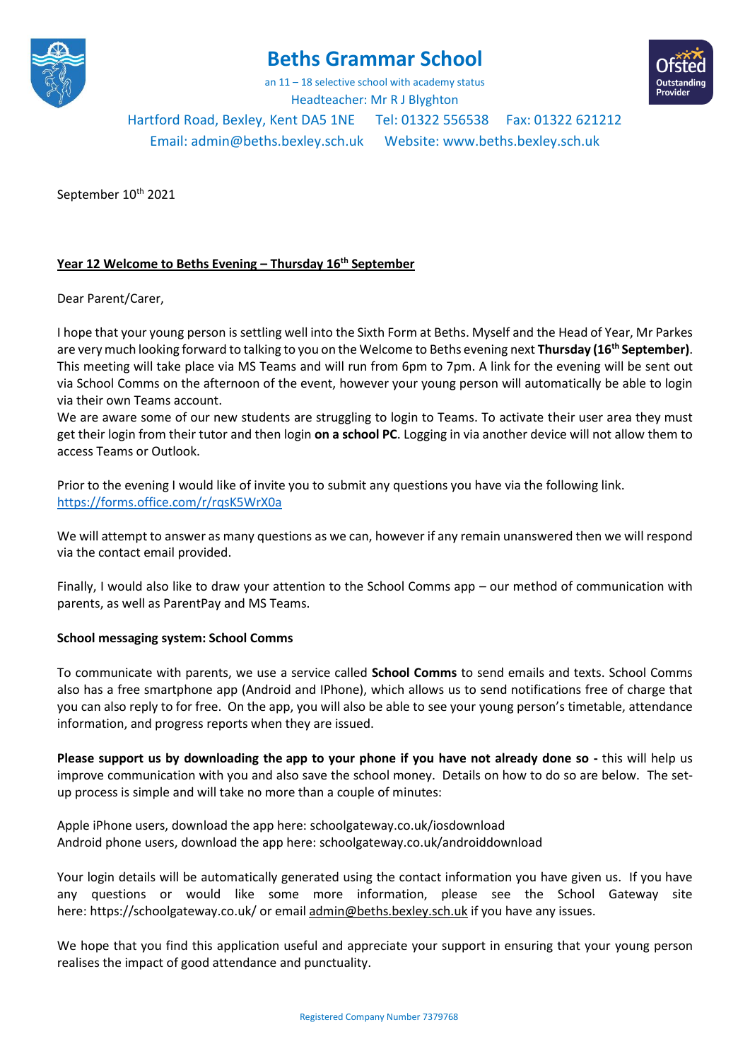# Beths Grammar School

an 11 – 18 selective school with academy status

Headteacher: Mr R J Blyghton

Hartford Road, Bexley, Kent DA5 1NE Tel: 01322 556538 Fax: 01322 621212

Email: admin@beths.bexley.sch.uk Website: www.beths.bexley.sch.uk

September 10th 2021

**<u>Year 12 Welcome to Beths Evening – Thursday 16th September</u>**

Dear Parent/Carer,

I hope that your young person is settling well into the Sixth Form at Beths. Myself and the Head of Year, Mr Parkes are very much looking forward to talking to you on the Welcome to Beths evening next **Thursday (16th September)**. This meeting will take place via MS Teams and will run from 6pm to 7pm. A link for the evening will be sent out via School Comms on the afternoon of the event, however your young person will automatically be able to login via their own Teams account.

We are aware some of our new students are struggling to login to Teams. To activate their user area they must get their login from their tutor and then login **on a school PC**. Logging in via another device will not allow them to access Teams or Outlook.

Prior to the evening I would like of invite you to submit any questions you have via the following link.
[https://forms.office.com/r/rqsK5WrX0a](https://forms.office.com/r/rqsK5WrX0a)

We will attempt to answer as many questions as we can, however if any remain unanswered then we will respond via the contact email provided.

Finally, I would also like to draw your attention to the School Comms app – our method of communication with parents, as well as ParentPay and MS Teams.

**School messaging system: School Comms**

To communicate with parents, we use a service called **School Comms** to send emails and texts. School Comms also has a free smartphone app (Android and IPhone), which allows us to send notifications free of charge that you can also reply to for free. On the app, you will also be able to see your young person's timetable, attendance information, and progress reports when they are issued.

**Please support us by downloading the app to your phone if you have not already done so -** this will help us improve communication with you and also save the school money. Details on how to do so are below. The set-up process is simple and will take no more than a couple of minutes:

Apple iPhone users, download the app here: schoolgateway.co.uk/iosdownload
Android phone users, download the app here: schoolgateway.co.uk/androiddownload

Your login details will be automatically generated using the contact information you have given us. If you have any questions or would like some more information, please see the School Gateway site here: https://schoolgateway.co.uk/ or email admin@beths.bexley.sch.uk if you have any issues.

We hope that you find this application useful and appreciate your support in ensuring that your young person realises the impact of good attendance and punctuality.

Registered Company Number 7379768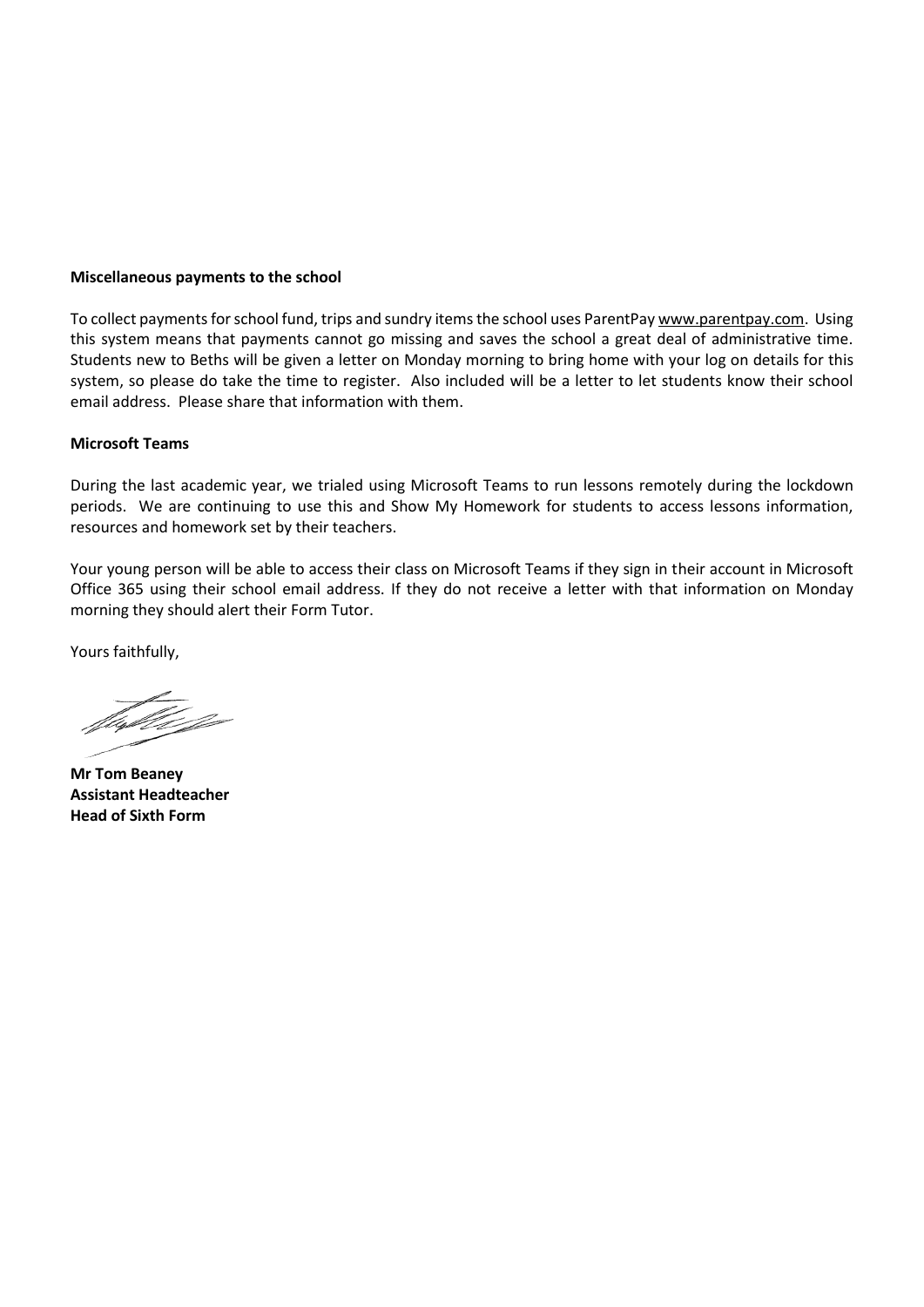**Miscellaneous payments to the school**

To collect payments for school fund, trips and sundry items the school uses ParentPay www.parentpay.com. Using this system means that payments cannot go missing and saves the school a great deal of administrative time. Students new to Beths will be given a letter on Monday morning to bring home with your log on details for this system, so please do take the time to register. Also included will be a letter to let students know their school email address. Please share that information with them.

**Microsoft Teams**

During the last academic year, we trialed using Microsoft Teams to run lessons remotely during the lockdown periods. We are continuing to use this and Show My Homework for students to access lessons information, resources and homework set by their teachers.

Your young person will be able to access their class on Microsoft Teams if they sign in their account in Microsoft Office 365 using their school email address. If they do not receive a letter with that information on Monday morning they should alert their Form Tutor.

Yours faithfully,

**Mr Tom Beaney**
**Assistant Headteacher**
**Head of Sixth Form**